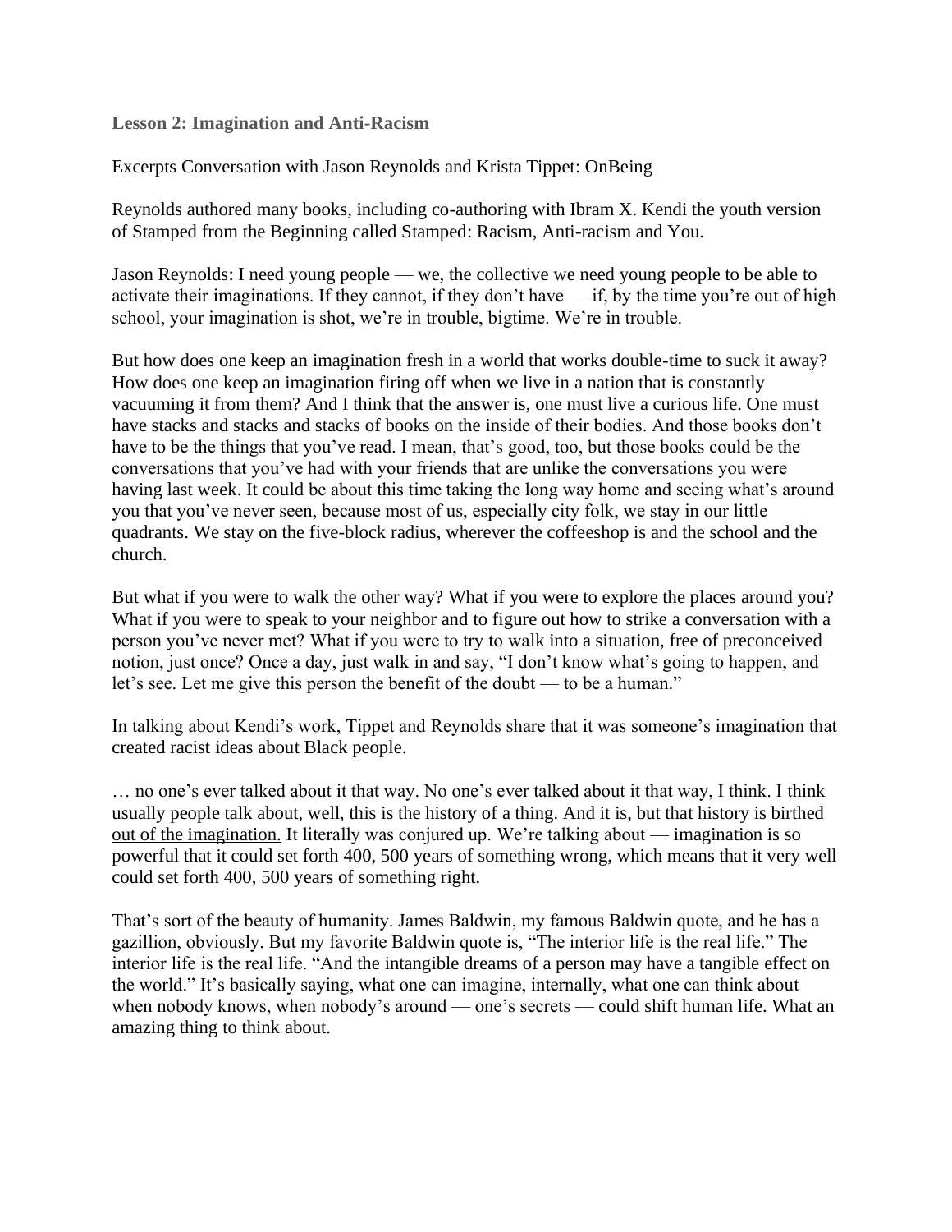**Lesson 2: Imagination and Anti-Racism**

Excerpts Conversation with Jason Reynolds and Krista Tippet: OnBeing

Reynolds authored many books, including co-authoring with Ibram X. Kendi the youth version of Stamped from the Beginning called Stamped: Racism, Anti-racism and You.

Jason Reynolds: I need young people — we, the collective we need young people to be able to activate their imaginations. If they cannot, if they don't have — if, by the time you're out of high school, your imagination is shot, we're in trouble, bigtime. We're in trouble.

But how does one keep an imagination fresh in a world that works double-time to suck it away? How does one keep an imagination firing off when we live in a nation that is constantly vacuuming it from them? And I think that the answer is, one must live a curious life. One must have stacks and stacks and stacks of books on the inside of their bodies. And those books don't have to be the things that you've read. I mean, that's good, too, but those books could be the conversations that you've had with your friends that are unlike the conversations you were having last week. It could be about this time taking the long way home and seeing what's around you that you've never seen, because most of us, especially city folk, we stay in our little quadrants. We stay on the five-block radius, wherever the coffeeshop is and the school and the church.

But what if you were to walk the other way? What if you were to explore the places around you? What if you were to speak to your neighbor and to figure out how to strike a conversation with a person you've never met? What if you were to try to walk into a situation, free of preconceived notion, just once? Once a day, just walk in and say, "I don't know what's going to happen, and let's see. Let me give this person the benefit of the doubt — to be a human."

In talking about Kendi's work, Tippet and Reynolds share that it was someone's imagination that created racist ideas about Black people.

… no one's ever talked about it that way. No one's ever talked about it that way, I think. I think usually people talk about, well, this is the history of a thing. And it is, but that history is birthed out of the imagination. It literally was conjured up. We're talking about — imagination is so powerful that it could set forth 400, 500 years of something wrong, which means that it very well could set forth 400, 500 years of something right.

That's sort of the beauty of humanity. James Baldwin, my famous Baldwin quote, and he has a gazillion, obviously. But my favorite Baldwin quote is, "The interior life is the real life." The interior life is the real life. "And the intangible dreams of a person may have a tangible effect on the world." It's basically saying, what one can imagine, internally, what one can think about when nobody knows, when nobody's around — one's secrets — could shift human life. What an amazing thing to think about.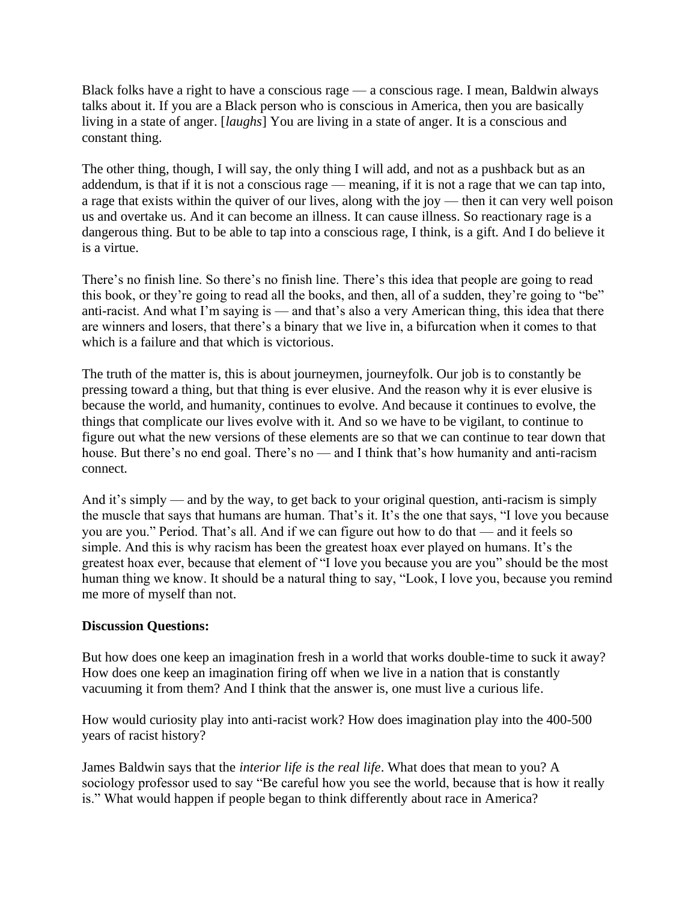Black folks have a right to have a conscious rage — a conscious rage. I mean, Baldwin always talks about it. If you are a Black person who is conscious in America, then you are basically living in a state of anger. [*laughs*] You are living in a state of anger. It is a conscious and constant thing.

The other thing, though, I will say, the only thing I will add, and not as a pushback but as an addendum, is that if it is not a conscious rage — meaning, if it is not a rage that we can tap into, a rage that exists within the quiver of our lives, along with the joy — then it can very well poison us and overtake us. And it can become an illness. It can cause illness. So reactionary rage is a dangerous thing. But to be able to tap into a conscious rage, I think, is a gift. And I do believe it is a virtue.

There's no finish line. So there's no finish line. There's this idea that people are going to read this book, or they're going to read all the books, and then, all of a sudden, they're going to "be" anti-racist. And what I'm saying is — and that's also a very American thing, this idea that there are winners and losers, that there's a binary that we live in, a bifurcation when it comes to that which is a failure and that which is victorious.

The truth of the matter is, this is about journeymen, journeyfolk. Our job is to constantly be pressing toward a thing, but that thing is ever elusive. And the reason why it is ever elusive is because the world, and humanity, continues to evolve. And because it continues to evolve, the things that complicate our lives evolve with it. And so we have to be vigilant, to continue to figure out what the new versions of these elements are so that we can continue to tear down that house. But there's no end goal. There's no — and I think that's how humanity and anti-racism connect.

And it's simply — and by the way, to get back to your original question, anti-racism is simply the muscle that says that humans are human. That's it. It's the one that says, "I love you because you are you." Period. That's all. And if we can figure out how to do that — and it feels so simple. And this is why racism has been the greatest hoax ever played on humans. It's the greatest hoax ever, because that element of "I love you because you are you" should be the most human thing we know. It should be a natural thing to say, "Look, I love you, because you remind me more of myself than not.

**Discussion Questions:**

But how does one keep an imagination fresh in a world that works double-time to suck it away? How does one keep an imagination firing off when we live in a nation that is constantly vacuuming it from them? And I think that the answer is, one must live a curious life.

How would curiosity play into anti-racist work? How does imagination play into the 400-500 years of racist history?

James Baldwin says that the *interior life is the real life*. What does that mean to you? A sociology professor used to say "Be careful how you see the world, because that is how it really is." What would happen if people began to think differently about race in America?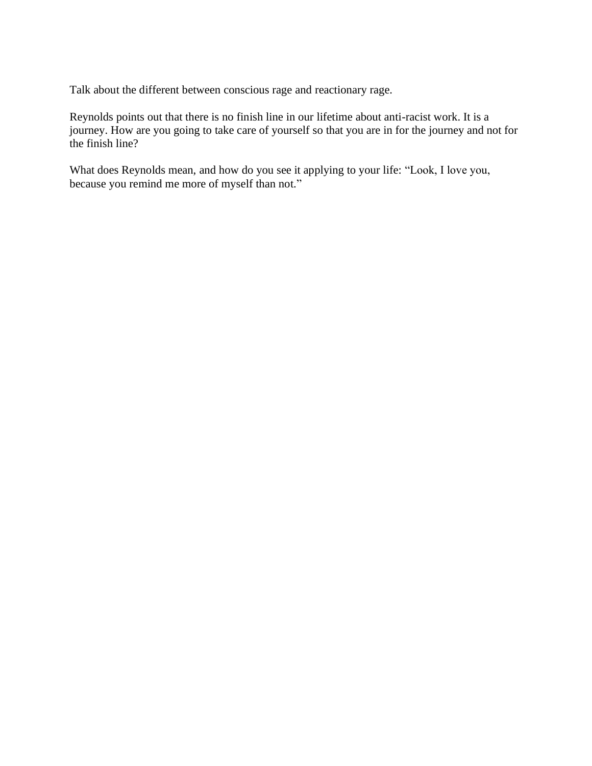Talk about the different between conscious rage and reactionary rage.

Reynolds points out that there is no finish line in our lifetime about anti-racist work. It is a journey. How are you going to take care of yourself so that you are in for the journey and not for the finish line?

What does Reynolds mean, and how do you see it applying to your life: "Look, I love you, because you remind me more of myself than not."